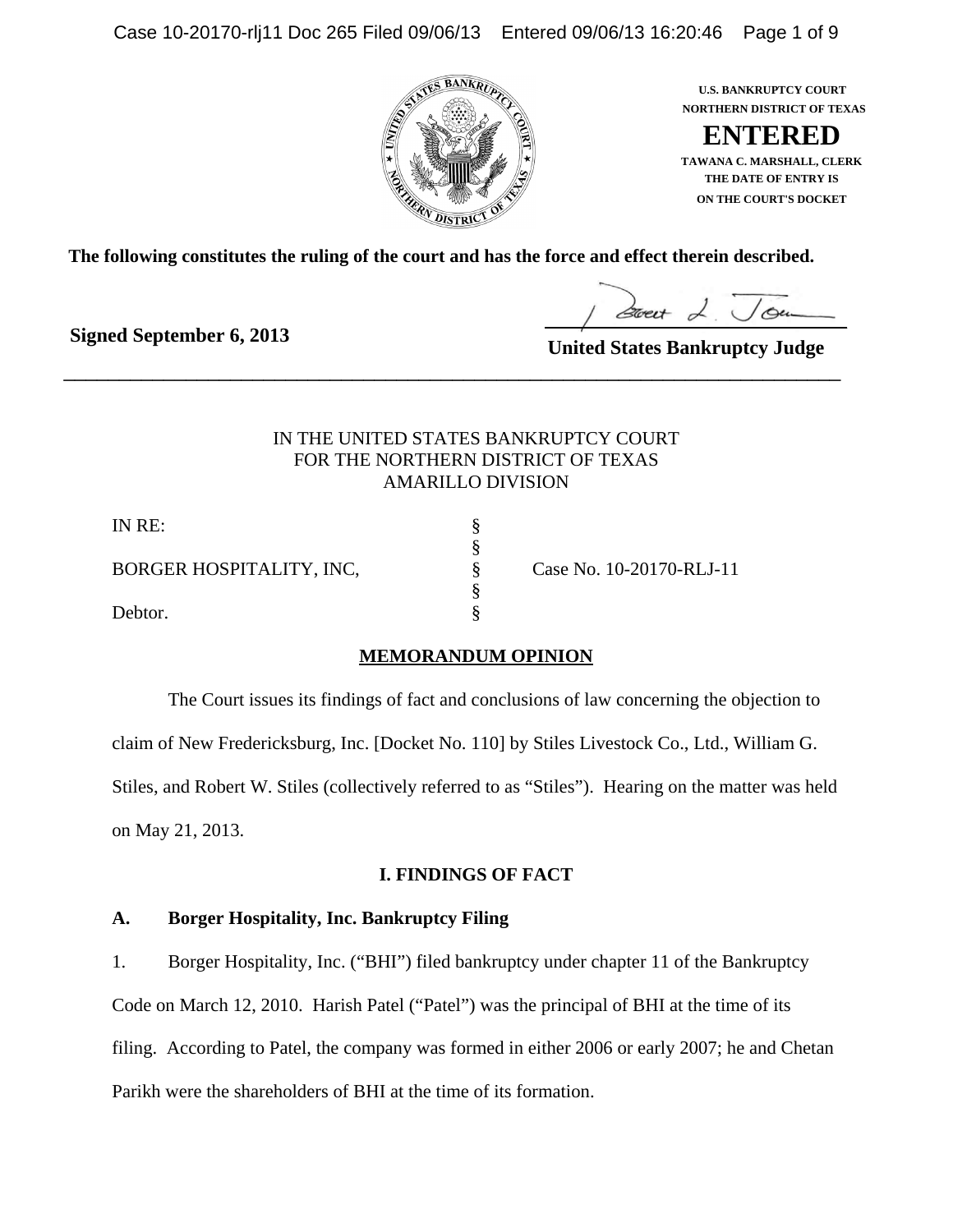U.S. BANKRUPTCY COURT
NORTHERN DISTRICT OF TEXAS

**ENTERED**

TAWANA C. MARSHALL, CLERK
THE DATE OF ENTRY IS
ON THE COURT'S DOCKET

**The following constitutes the ruling of the court and has the force and effect therein described.**

**Signed September 6, 2013**

**United States Bankruptcy Judge**

---

IN THE UNITED STATES BANKRUPTCY COURT
FOR THE NORTHERN DISTRICT OF TEXAS
AMARILLO DIVISION

| | | |
|---|---|---|
| IN RE: | § | |
| | § | |
| BORGER HOSPITALITY, INC, | § | Case No. 10-20170-RLJ-11 |
| | § | |
| Debtor. | § | |

## MEMORANDUM OPINION

The Court issues its findings of fact and conclusions of law concerning the objection to claim of New Fredericksburg, Inc. [Docket No. 110] by Stiles Livestock Co., Ltd., William G. Stiles, and Robert W. Stiles (collectively referred to as "Stiles"). Hearing on the matter was held on May 21, 2013.

## I. FINDINGS OF FACT

### A. Borger Hospitality, Inc. Bankruptcy Filing

1. Borger Hospitality, Inc. ("BHI") filed bankruptcy under chapter 11 of the Bankruptcy Code on March 12, 2010. Harish Patel ("Patel") was the principal of BHI at the time of its filing. According to Patel, the company was formed in either 2006 or early 2007; he and Chetan Parikh were the shareholders of BHI at the time of its formation.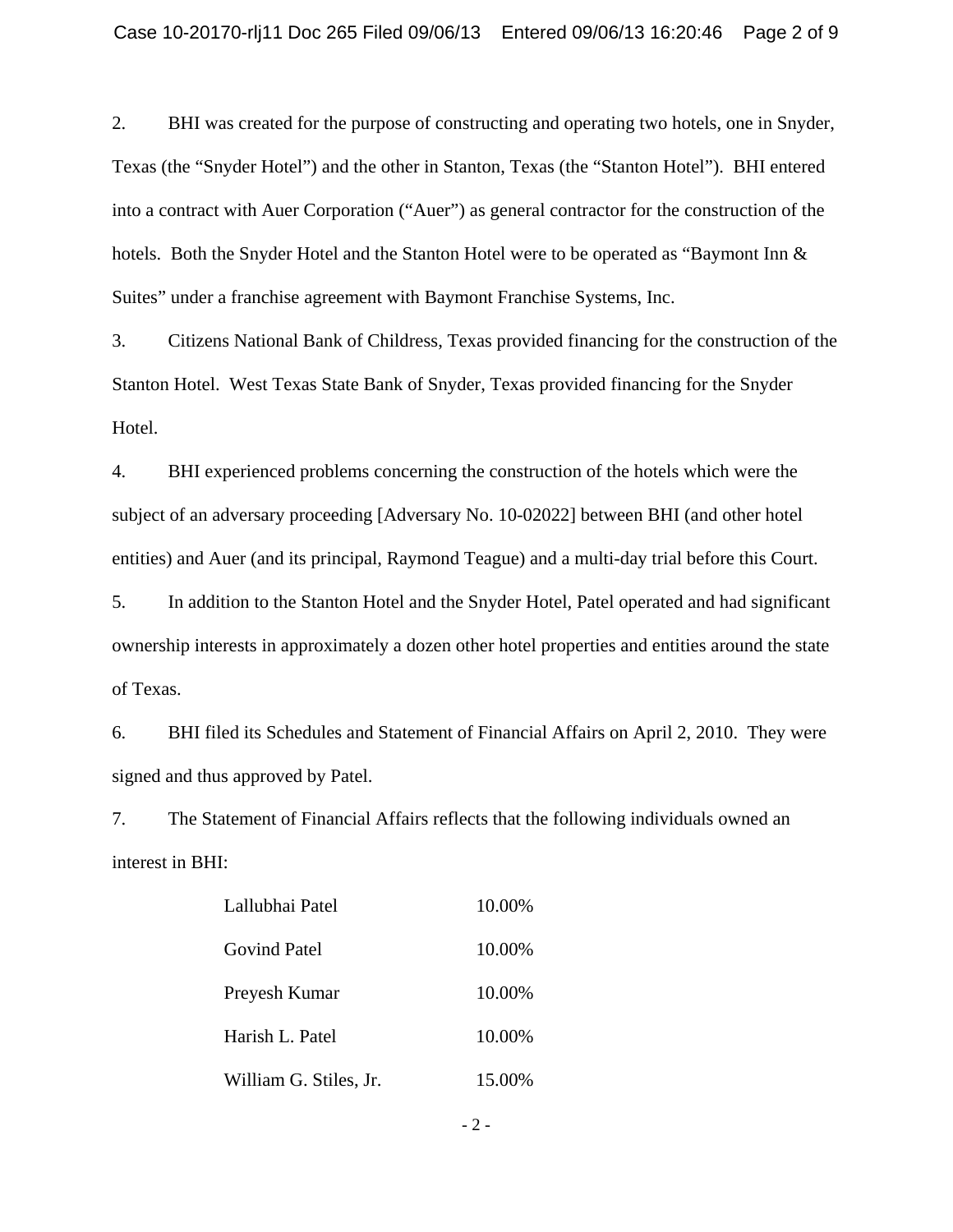2. BHI was created for the purpose of constructing and operating two hotels, one in Snyder, Texas (the "Snyder Hotel") and the other in Stanton, Texas (the "Stanton Hotel"). BHI entered into a contract with Auer Corporation ("Auer") as general contractor for the construction of the hotels. Both the Snyder Hotel and the Stanton Hotel were to be operated as "Baymont Inn & Suites" under a franchise agreement with Baymont Franchise Systems, Inc.

3. Citizens National Bank of Childress, Texas provided financing for the construction of the Stanton Hotel. West Texas State Bank of Snyder, Texas provided financing for the Snyder Hotel.

4. BHI experienced problems concerning the construction of the hotels which were the subject of an adversary proceeding [Adversary No. 10-02022] between BHI (and other hotel entities) and Auer (and its principal, Raymond Teague) and a multi-day trial before this Court.

5. In addition to the Stanton Hotel and the Snyder Hotel, Patel operated and had significant ownership interests in approximately a dozen other hotel properties and entities around the state of Texas.

6. BHI filed its Schedules and Statement of Financial Affairs on April 2, 2010. They were signed and thus approved by Patel.

7. The Statement of Financial Affairs reflects that the following individuals owned an interest in BHI:

| | |
|---|---|
| Lallubhai Patel | 10.00% |
| Govind Patel | 10.00% |
| Preyesh Kumar | 10.00% |
| Harish L. Patel | 10.00% |
| William G. Stiles, Jr. | 15.00% |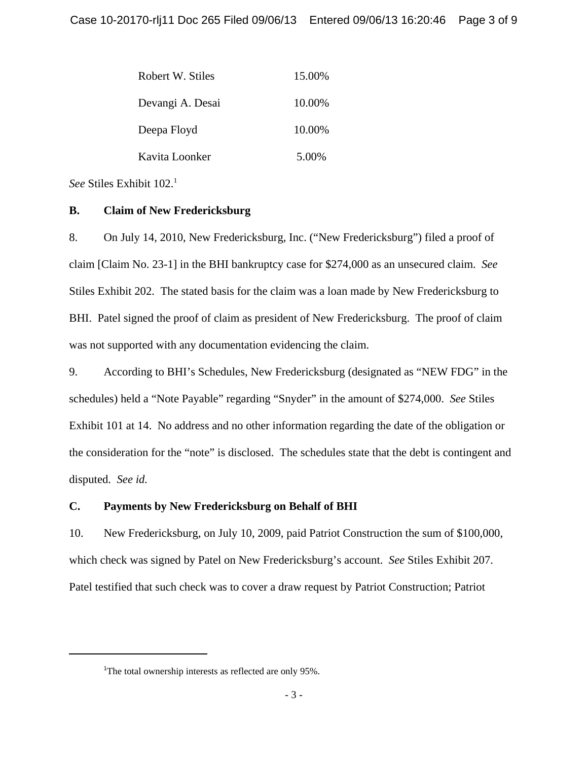| | |
|---|---|
| Robert W. Stiles | 15.00% |
| Devangi A. Desai | 10.00% |
| Deepa Floyd | 10.00% |
| Kavita Loonker | 5.00% |

*See* Stiles Exhibit 102.[1]

**B. Claim of New Fredericksburg**

8. On July 14, 2010, New Fredericksburg, Inc. ("New Fredericksburg") filed a proof of claim [Claim No. 23-1] in the BHI bankruptcy case for $274,000 as an unsecured claim. *See* Stiles Exhibit 202. The stated basis for the claim was a loan made by New Fredericksburg to BHI. Patel signed the proof of claim as president of New Fredericksburg. The proof of claim was not supported with any documentation evidencing the claim.

9. According to BHI's Schedules, New Fredericksburg (designated as "NEW FDG" in the schedules) held a "Note Payable" regarding "Snyder" in the amount of $274,000. *See* Stiles Exhibit 101 at 14. No address and no other information regarding the date of the obligation or the consideration for the "note" is disclosed. The schedules state that the debt is contingent and disputed. *See id.*

**C. Payments by New Fredericksburg on Behalf of BHI**

10. New Fredericksburg, on July 10, 2009, paid Patriot Construction the sum of $100,000, which check was signed by Patel on New Fredericksburg's account. *See* Stiles Exhibit 207. Patel testified that such check was to cover a draw request by Patriot Construction; Patriot

[1] The total ownership interests as reflected are only 95%.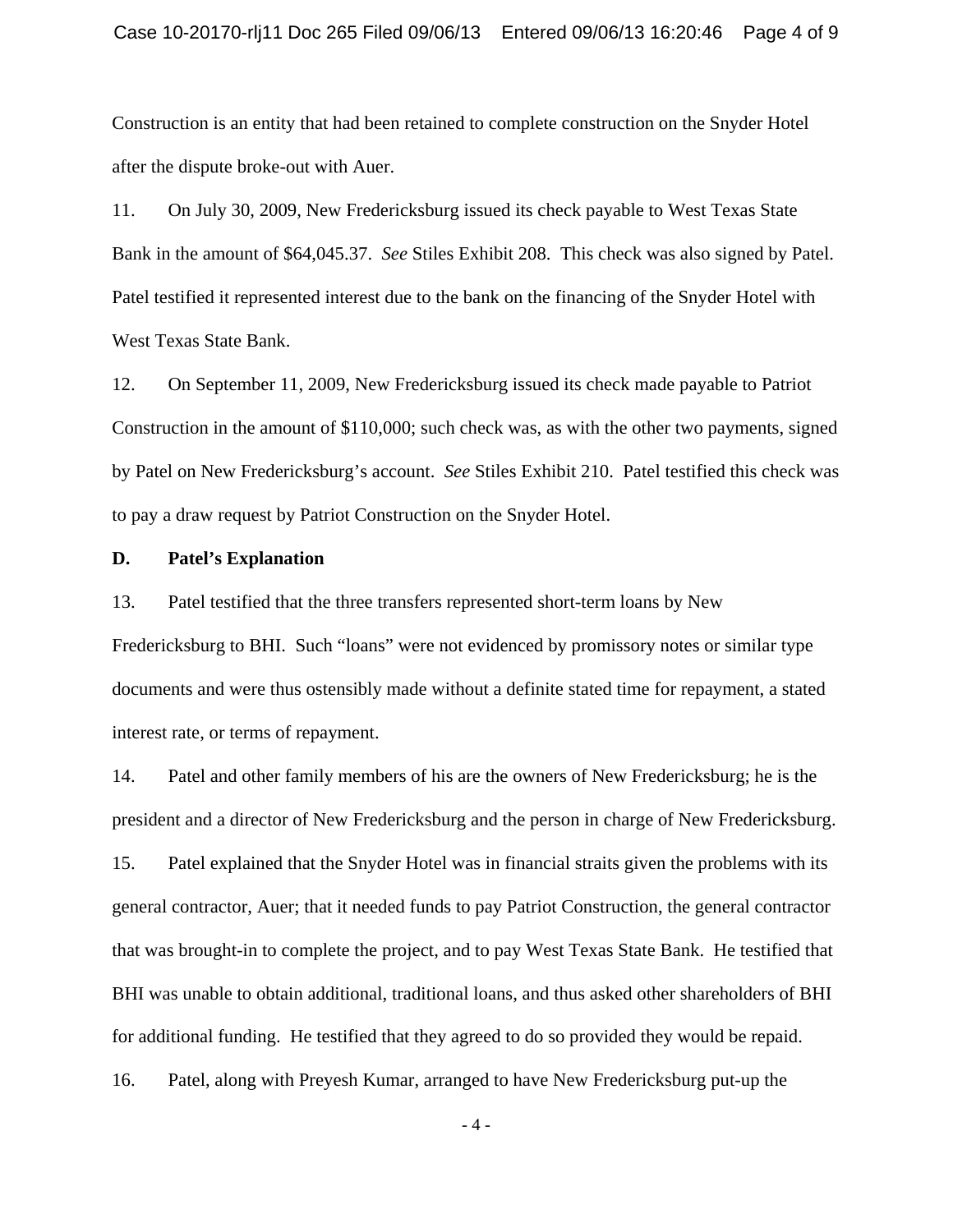Construction is an entity that had been retained to complete construction on the Snyder Hotel after the dispute broke-out with Auer.

11. On July 30, 2009, New Fredericksburg issued its check payable to West Texas State Bank in the amount of $64,045.37. *See* Stiles Exhibit 208. This check was also signed by Patel. Patel testified it represented interest due to the bank on the financing of the Snyder Hotel with West Texas State Bank.

12. On September 11, 2009, New Fredericksburg issued its check made payable to Patriot Construction in the amount of $110,000; such check was, as with the other two payments, signed by Patel on New Fredericksburg's account. *See* Stiles Exhibit 210. Patel testified this check was to pay a draw request by Patriot Construction on the Snyder Hotel.

**D. Patel's Explanation**

13. Patel testified that the three transfers represented short-term loans by New Fredericksburg to BHI. Such "loans" were not evidenced by promissory notes or similar type documents and were thus ostensibly made without a definite stated time for repayment, a stated interest rate, or terms of repayment.

14. Patel and other family members of his are the owners of New Fredericksburg; he is the president and a director of New Fredericksburg and the person in charge of New Fredericksburg.

15. Patel explained that the Snyder Hotel was in financial straits given the problems with its general contractor, Auer; that it needed funds to pay Patriot Construction, the general contractor that was brought-in to complete the project, and to pay West Texas State Bank. He testified that BHI was unable to obtain additional, traditional loans, and thus asked other shareholders of BHI for additional funding. He testified that they agreed to do so provided they would be repaid.

16. Patel, along with Preyesh Kumar, arranged to have New Fredericksburg put-up the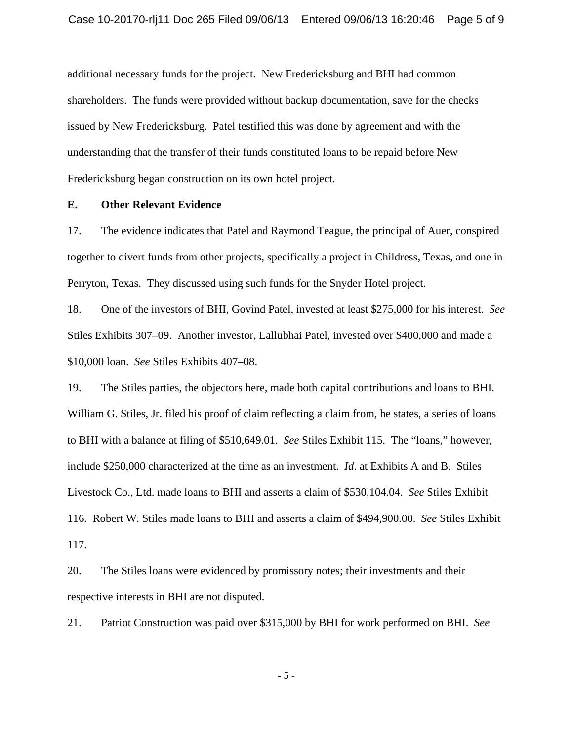additional necessary funds for the project. New Fredericksburg and BHI had common shareholders. The funds were provided without backup documentation, save for the checks issued by New Fredericksburg. Patel testified this was done by agreement and with the understanding that the transfer of their funds constituted loans to be repaid before New Fredericksburg began construction on its own hotel project.

**E. Other Relevant Evidence**

17. The evidence indicates that Patel and Raymond Teague, the principal of Auer, conspired together to divert funds from other projects, specifically a project in Childress, Texas, and one in Perryton, Texas. They discussed using such funds for the Snyder Hotel project.

18. One of the investors of BHI, Govind Patel, invested at least $275,000 for his interest. *See* Stiles Exhibits 307–09. Another investor, Lallubhai Patel, invested over $400,000 and made a $10,000 loan. *See* Stiles Exhibits 407–08.

19. The Stiles parties, the objectors here, made both capital contributions and loans to BHI. William G. Stiles, Jr. filed his proof of claim reflecting a claim from, he states, a series of loans to BHI with a balance at filing of $510,649.01. *See* Stiles Exhibit 115. The "loans," however, include $250,000 characterized at the time as an investment. *Id.* at Exhibits A and B. Stiles Livestock Co., Ltd. made loans to BHI and asserts a claim of $530,104.04. *See* Stiles Exhibit 116. Robert W. Stiles made loans to BHI and asserts a claim of $494,900.00. *See* Stiles Exhibit 117.

20. The Stiles loans were evidenced by promissory notes; their investments and their respective interests in BHI are not disputed.

21. Patriot Construction was paid over $315,000 by BHI for work performed on BHI. *See*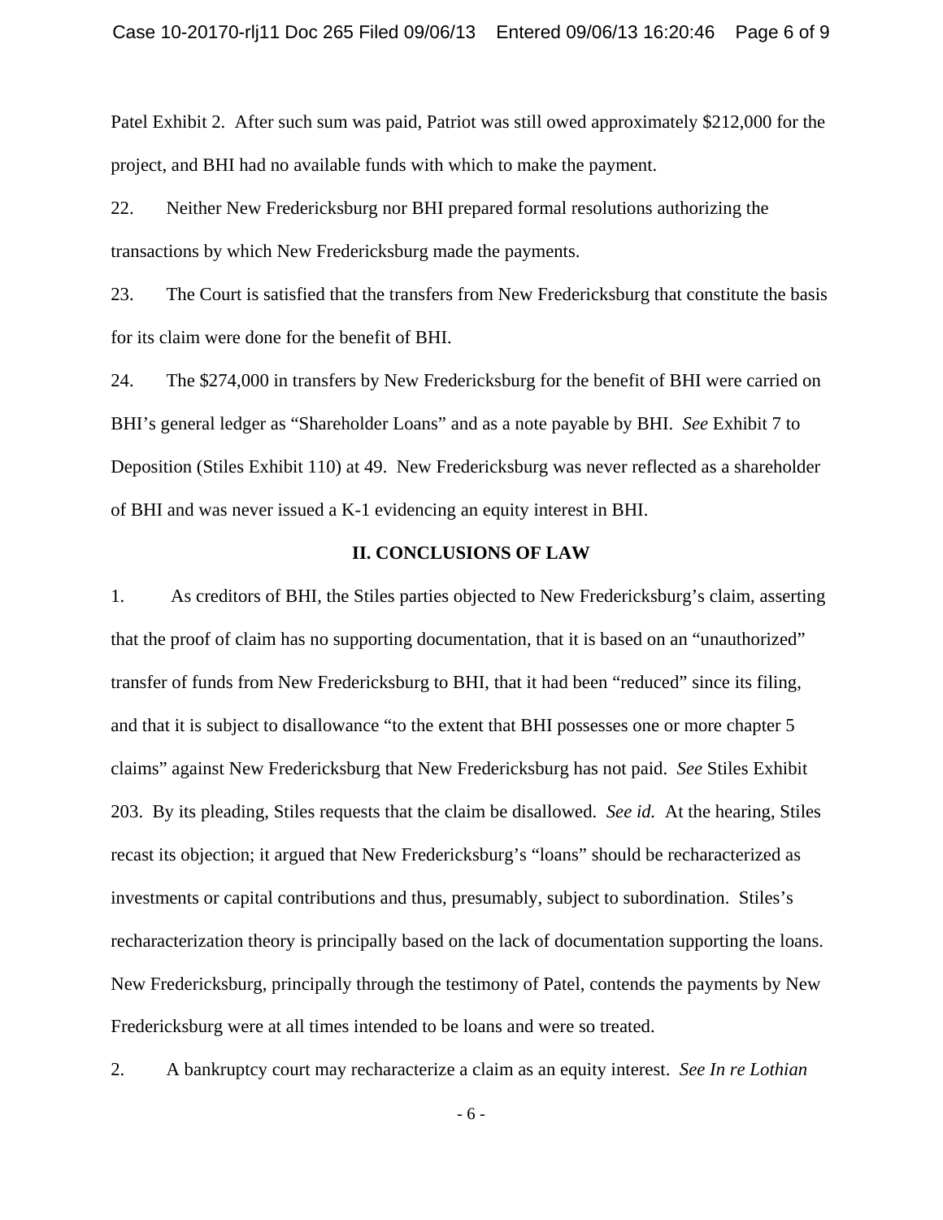Patel Exhibit 2. After such sum was paid, Patriot was still owed approximately $212,000 for the project, and BHI had no available funds with which to make the payment.

22. Neither New Fredericksburg nor BHI prepared formal resolutions authorizing the transactions by which New Fredericksburg made the payments.

23. The Court is satisfied that the transfers from New Fredericksburg that constitute the basis for its claim were done for the benefit of BHI.

24. The $274,000 in transfers by New Fredericksburg for the benefit of BHI were carried on BHI's general ledger as "Shareholder Loans" and as a note payable by BHI. *See* Exhibit 7 to Deposition (Stiles Exhibit 110) at 49. New Fredericksburg was never reflected as a shareholder of BHI and was never issued a K-1 evidencing an equity interest in BHI.

## II. CONCLUSIONS OF LAW

1. As creditors of BHI, the Stiles parties objected to New Fredericksburg's claim, asserting that the proof of claim has no supporting documentation, that it is based on an "unauthorized" transfer of funds from New Fredericksburg to BHI, that it had been "reduced" since its filing, and that it is subject to disallowance "to the extent that BHI possesses one or more chapter 5 claims" against New Fredericksburg that New Fredericksburg has not paid. *See* Stiles Exhibit 203. By its pleading, Stiles requests that the claim be disallowed. *See id.* At the hearing, Stiles recast its objection; it argued that New Fredericksburg's "loans" should be recharacterized as investments or capital contributions and thus, presumably, subject to subordination. Stiles's recharacterization theory is principally based on the lack of documentation supporting the loans. New Fredericksburg, principally through the testimony of Patel, contends the payments by New Fredericksburg were at all times intended to be loans and were so treated.

2. A bankruptcy court may recharacterize a claim as an equity interest. *See In re Lothian*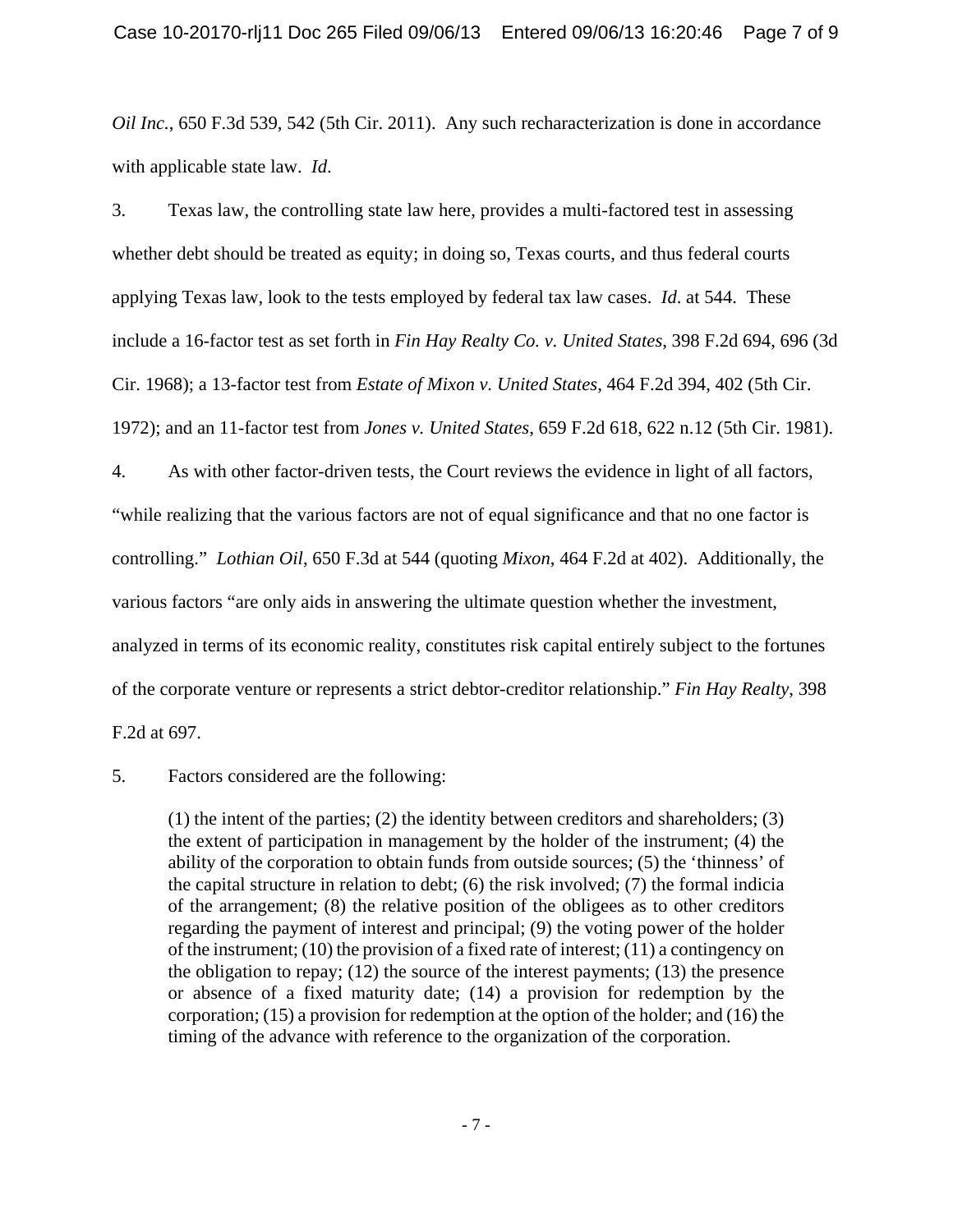*Oil Inc.*, 650 F.3d 539, 542 (5th Cir. 2011). Any such recharacterization is done in accordance with applicable state law. *Id*.

3. Texas law, the controlling state law here, provides a multi-factored test in assessing whether debt should be treated as equity; in doing so, Texas courts, and thus federal courts applying Texas law, look to the tests employed by federal tax law cases. *Id*. at 544. These include a 16-factor test as set forth in *Fin Hay Realty Co. v. United States*, 398 F.2d 694, 696 (3d Cir. 1968); a 13-factor test from *Estate of Mixon v. United States*, 464 F.2d 394, 402 (5th Cir. 1972); and an 11-factor test from *Jones v. United States*, 659 F.2d 618, 622 n.12 (5th Cir. 1981).

4. As with other factor-driven tests, the Court reviews the evidence in light of all factors, "while realizing that the various factors are not of equal significance and that no one factor is controlling." *Lothian Oil*, 650 F.3d at 544 (quoting *Mixon*, 464 F.2d at 402). Additionally, the various factors "are only aids in answering the ultimate question whether the investment, analyzed in terms of its economic reality, constitutes risk capital entirely subject to the fortunes of the corporate venture or represents a strict debtor-creditor relationship." *Fin Hay Realty*, 398 F.2d at 697.

5. Factors considered are the following:

> (1) the intent of the parties; (2) the identity between creditors and shareholders; (3) the extent of participation in management by the holder of the instrument; (4) the ability of the corporation to obtain funds from outside sources; (5) the 'thinness' of the capital structure in relation to debt; (6) the risk involved; (7) the formal indicia of the arrangement; (8) the relative position of the obligees as to other creditors regarding the payment of interest and principal; (9) the voting power of the holder of the instrument; (10) the provision of a fixed rate of interest; (11) a contingency on the obligation to repay; (12) the source of the interest payments; (13) the presence or absence of a fixed maturity date; (14) a provision for redemption by the corporation; (15) a provision for redemption at the option of the holder; and (16) the timing of the advance with reference to the organization of the corporation.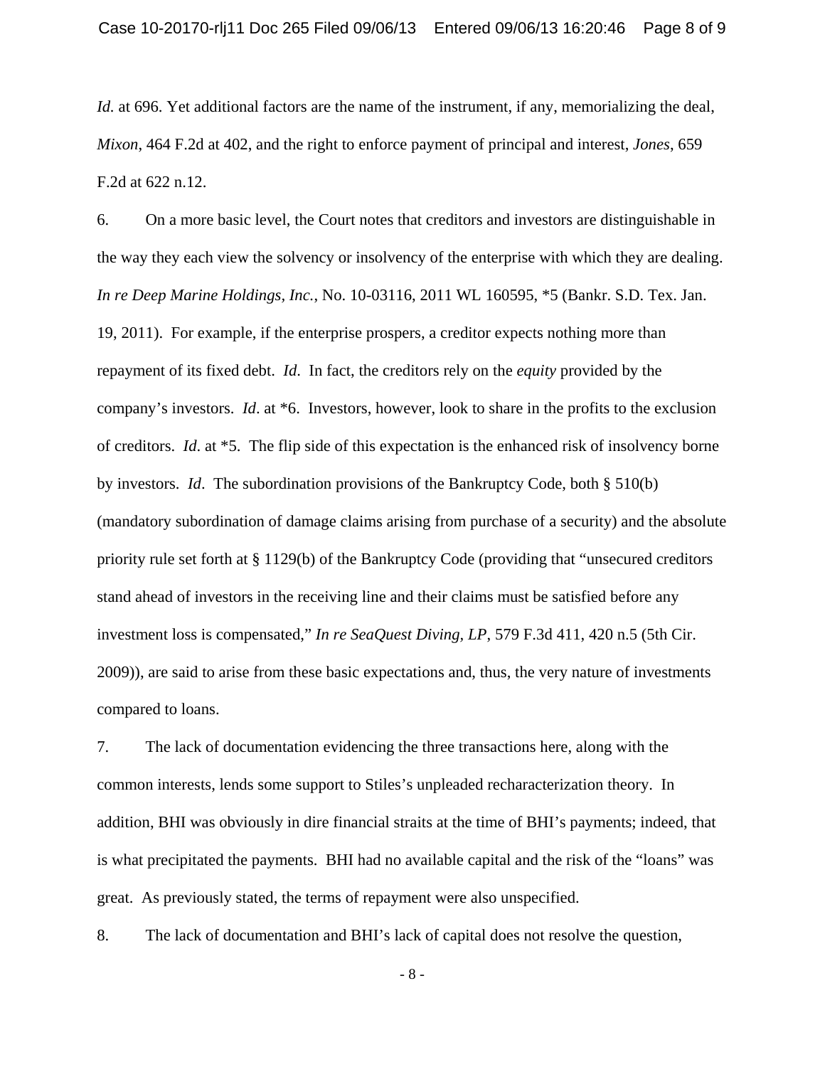*Id.* at 696. Yet additional factors are the name of the instrument, if any, memorializing the deal, *Mixon*, 464 F.2d at 402, and the right to enforce payment of principal and interest, *Jones*, 659 F.2d at 622 n.12.

6. On a more basic level, the Court notes that creditors and investors are distinguishable in the way they each view the solvency or insolvency of the enterprise with which they are dealing. *In re Deep Marine Holdings, Inc.*, No. 10-03116, 2011 WL 160595, *5 (Bankr. S.D. Tex. Jan. 19, 2011). For example, if the enterprise prospers, a creditor expects nothing more than repayment of its fixed debt. *Id*. In fact, the creditors rely on the *equity* provided by the company's investors. *Id*. at *6. Investors, however, look to share in the profits to the exclusion of creditors. *Id*. at *5. The flip side of this expectation is the enhanced risk of insolvency borne by investors. *Id*. The subordination provisions of the Bankruptcy Code, both § 510(b) (mandatory subordination of damage claims arising from purchase of a security) and the absolute priority rule set forth at § 1129(b) of the Bankruptcy Code (providing that "unsecured creditors stand ahead of investors in the receiving line and their claims must be satisfied before any investment loss is compensated," *In re SeaQuest Diving, LP*, 579 F.3d 411, 420 n.5 (5th Cir. 2009)), are said to arise from these basic expectations and, thus, the very nature of investments compared to loans.

7. The lack of documentation evidencing the three transactions here, along with the common interests, lends some support to Stiles's unpleaded recharacterization theory. In addition, BHI was obviously in dire financial straits at the time of BHI's payments; indeed, that is what precipitated the payments. BHI had no available capital and the risk of the "loans" was great. As previously stated, the terms of repayment were also unspecified.

8. The lack of documentation and BHI's lack of capital does not resolve the question,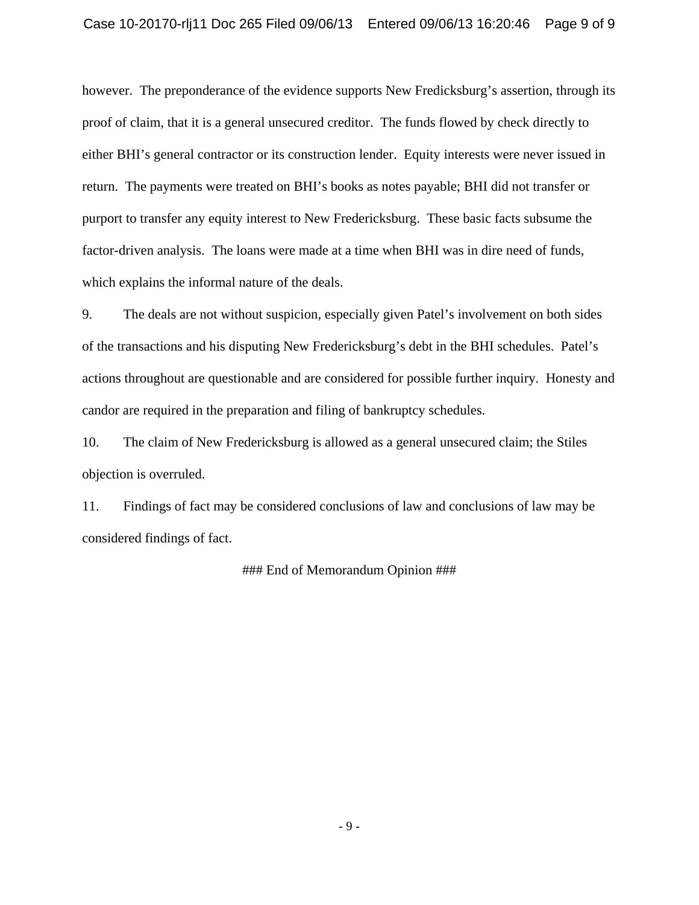however. The preponderance of the evidence supports New Fredicksburg's assertion, through its proof of claim, that it is a general unsecured creditor. The funds flowed by check directly to either BHI's general contractor or its construction lender. Equity interests were never issued in return. The payments were treated on BHI's books as notes payable; BHI did not transfer or purport to transfer any equity interest to New Fredericksburg. These basic facts subsume the factor-driven analysis. The loans were made at a time when BHI was in dire need of funds, which explains the informal nature of the deals.

9. The deals are not without suspicion, especially given Patel's involvement on both sides of the transactions and his disputing New Fredericksburg's debt in the BHI schedules. Patel's actions throughout are questionable and are considered for possible further inquiry. Honesty and candor are required in the preparation and filing of bankruptcy schedules.

10. The claim of New Fredericksburg is allowed as a general unsecured claim; the Stiles objection is overruled.

11. Findings of fact may be considered conclusions of law and conclusions of law may be considered findings of fact.

### End of Memorandum Opinion ###